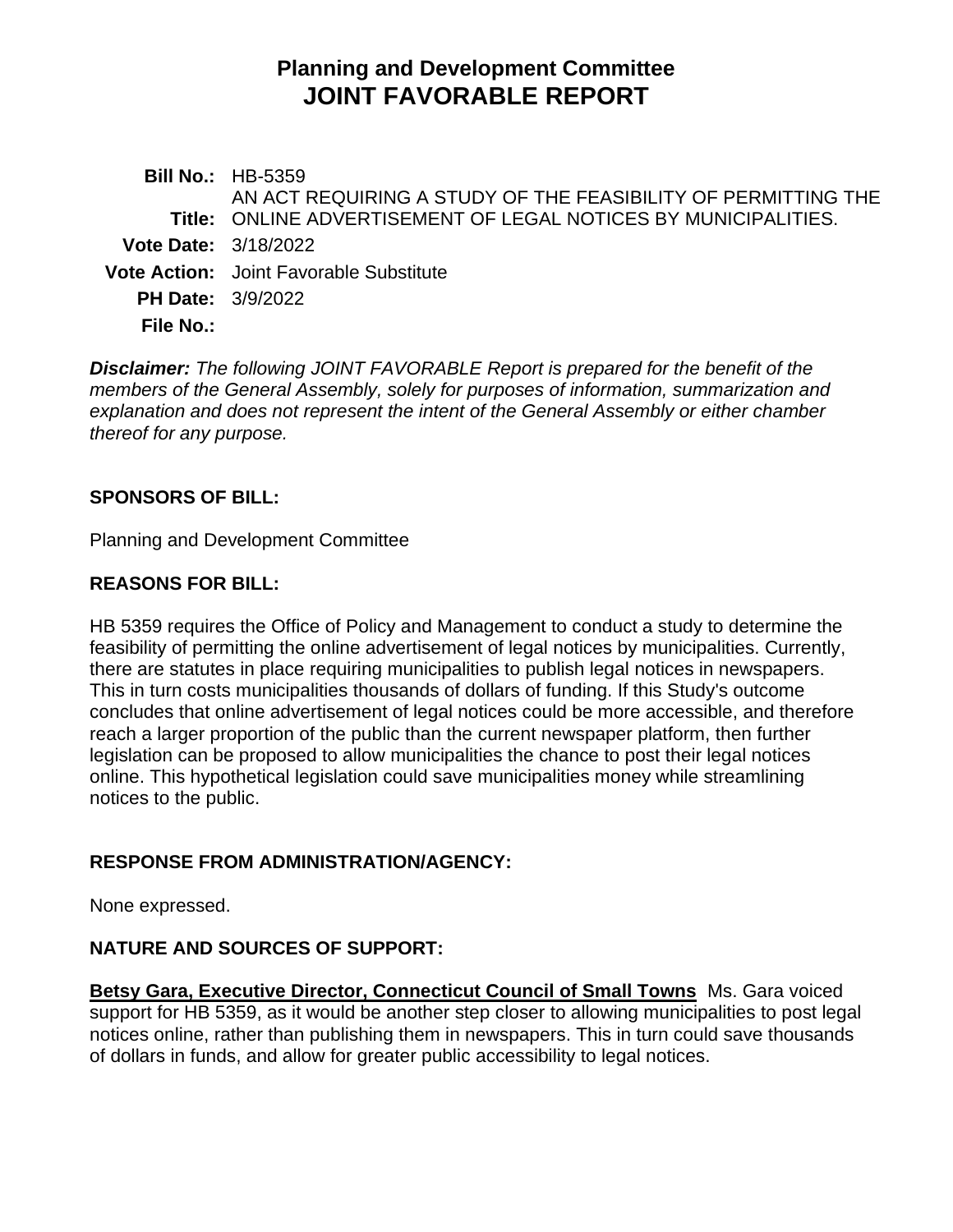# Planning and Development Committee
# JOINT FAVORABLE REPORT

**Bill No.:** HB-5359

**Title:** AN ACT REQUIRING A STUDY OF THE FEASIBILITY OF PERMITTING THE ONLINE ADVERTISEMENT OF LEGAL NOTICES BY MUNICIPALITIES.

**Vote Date:** 3/18/2022

**Vote Action:** Joint Favorable Substitute

**PH Date:** 3/9/2022

**File No.:**

***Disclaimer:*** *The following JOINT FAVORABLE Report is prepared for the benefit of the members of the General Assembly, solely for purposes of information, summarization and explanation and does not represent the intent of the General Assembly or either chamber thereof for any purpose.*

## SPONSORS OF BILL:

Planning and Development Committee

## REASONS FOR BILL:

HB 5359 requires the Office of Policy and Management to conduct a study to determine the feasibility of permitting the online advertisement of legal notices by municipalities. Currently, there are statutes in place requiring municipalities to publish legal notices in newspapers. This in turn costs municipalities thousands of dollars of funding. If this Study's outcome concludes that online advertisement of legal notices could be more accessible, and therefore reach a larger proportion of the public than the current newspaper platform, then further legislation can be proposed to allow municipalities the chance to post their legal notices online. This hypothetical legislation could save municipalities money while streamlining notices to the public.

## RESPONSE FROM ADMINISTRATION/AGENCY:

None expressed.

## NATURE AND SOURCES OF SUPPORT:

**Betsy Gara, Executive Director, Connecticut Council of Small Towns** Ms. Gara voiced support for HB 5359, as it would be another step closer to allowing municipalities to post legal notices online, rather than publishing them in newspapers. This in turn could save thousands of dollars in funds, and allow for greater public accessibility to legal notices.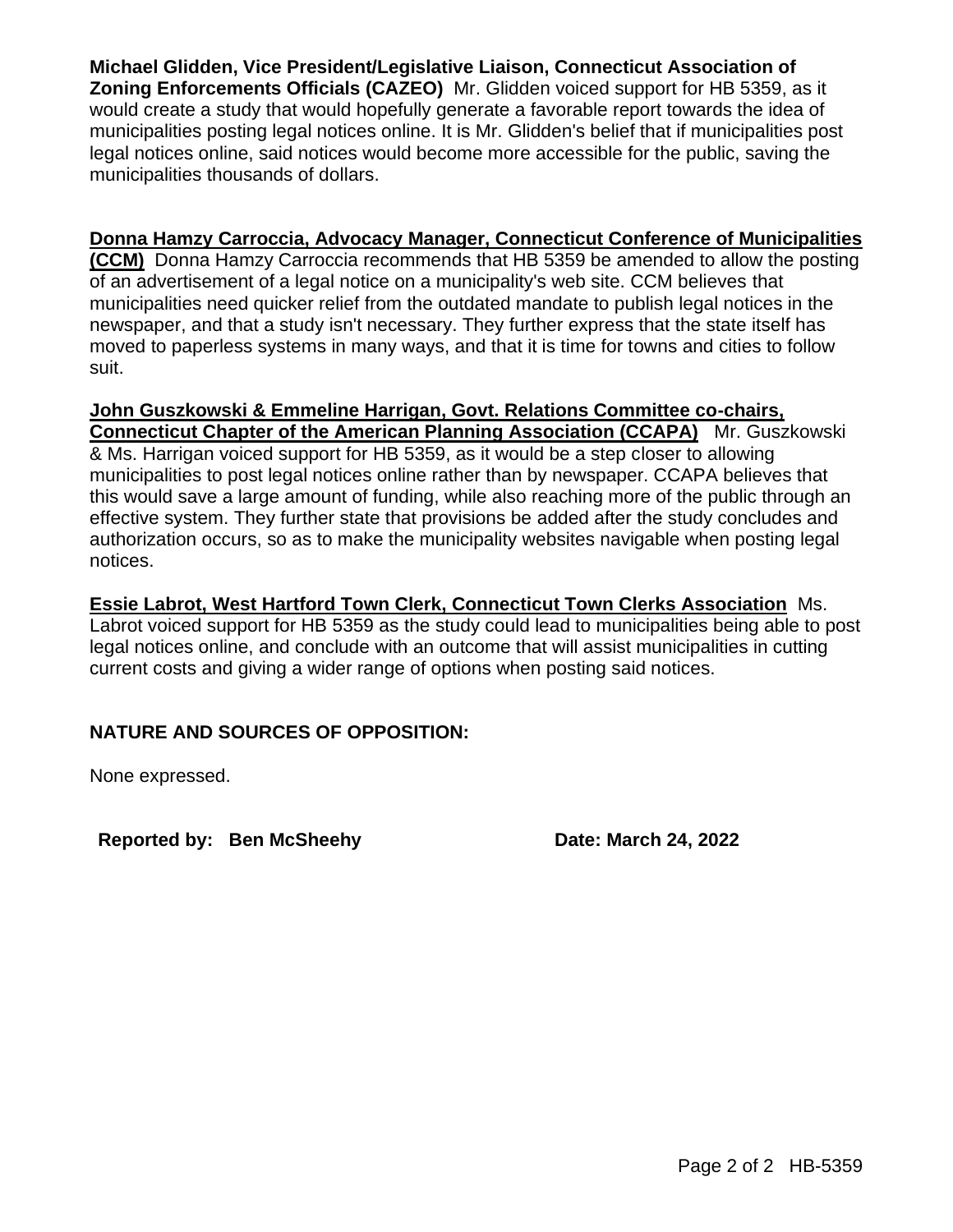**Michael Glidden, Vice President/Legislative Liaison, Connecticut Association of Zoning Enforcements Officials (CAZEO)** Mr. Glidden voiced support for HB 5359, as it would create a study that would hopefully generate a favorable report towards the idea of municipalities posting legal notices online. It is Mr. Glidden's belief that if municipalities post legal notices online, said notices would become more accessible for the public, saving the municipalities thousands of dollars.

**Donna Hamzy Carroccia, Advocacy Manager, Connecticut Conference of Municipalities (CCM)** Donna Hamzy Carroccia recommends that HB 5359 be amended to allow the posting of an advertisement of a legal notice on a municipality's web site. CCM believes that municipalities need quicker relief from the outdated mandate to publish legal notices in the newspaper, and that a study isn't necessary. They further express that the state itself has moved to paperless systems in many ways, and that it is time for towns and cities to follow suit.

**John Guszkowski & Emmeline Harrigan, Govt. Relations Committee co-chairs, Connecticut Chapter of the American Planning Association (CCAPA)** Mr. Guszkowski & Ms. Harrigan voiced support for HB 5359, as it would be a step closer to allowing municipalities to post legal notices online rather than by newspaper. CCAPA believes that this would save a large amount of funding, while also reaching more of the public through an effective system. They further state that provisions be added after the study concludes and authorization occurs, so as to make the municipality websites navigable when posting legal notices.

**Essie Labrot, West Hartford Town Clerk, Connecticut Town Clerks Association** Ms. Labrot voiced support for HB 5359 as the study could lead to municipalities being able to post legal notices online, and conclude with an outcome that will assist municipalities in cutting current costs and giving a wider range of options when posting said notices.

**NATURE AND SOURCES OF OPPOSITION:**

None expressed.

**Reported by: Ben McSheehy** **Date: March 24, 2022**